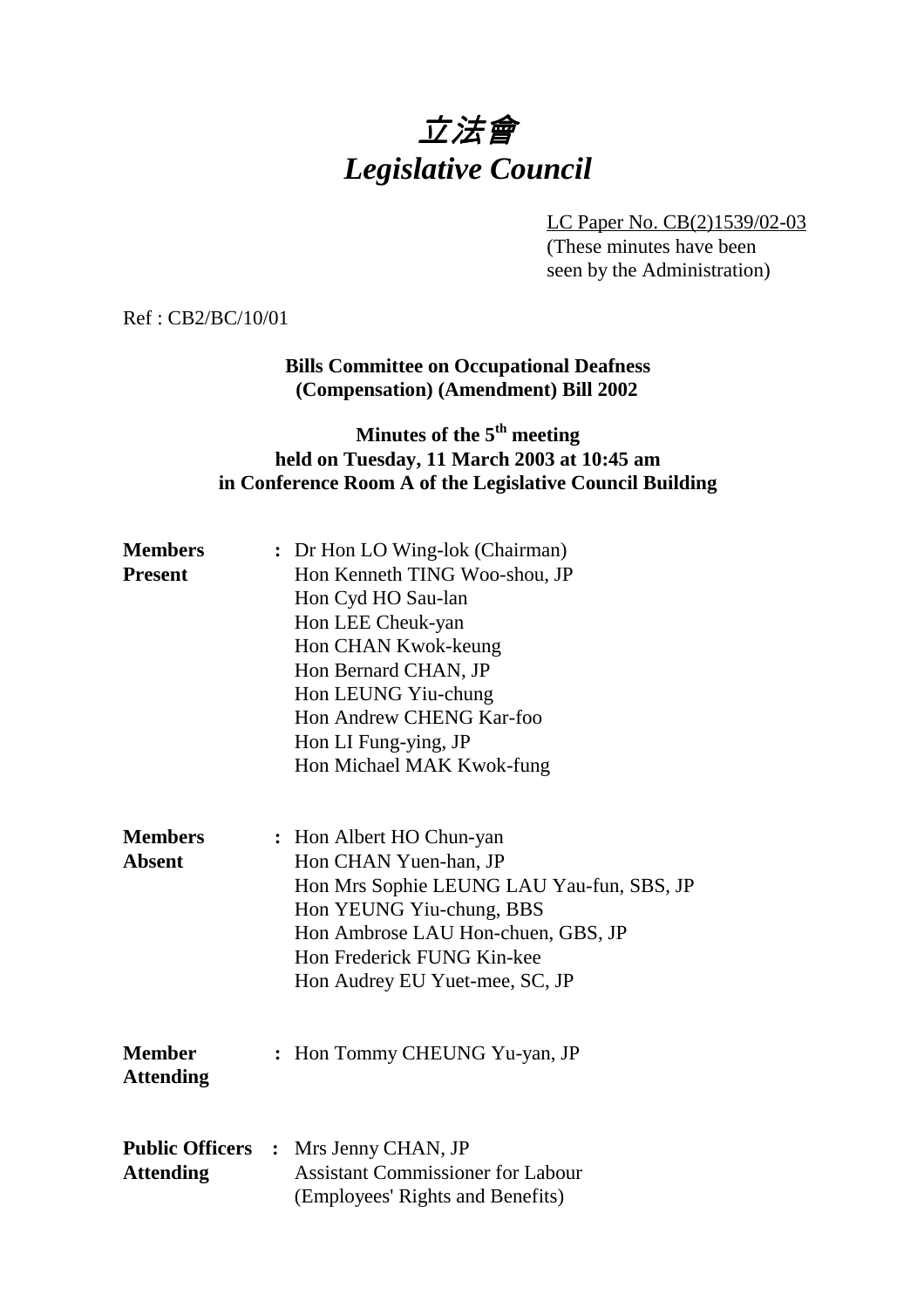# 立法會
# *Legislative Council*

LC Paper No. CB(2)1539/02-03
(These minutes have been seen by the Administration)

Ref : CB2/BC/10/01

**Bills Committee on Occupational Deafness (Compensation) (Amendment) Bill 2002**

**Minutes of the 5th meeting held on Tuesday, 11 March 2003 at 10:45 am in Conference Room A of the Legislative Council Building**

**Members Present** : Dr Hon LO Wing-lok (Chairman)
Hon Kenneth TING Woo-shou, JP
Hon Cyd HO Sau-lan
Hon LEE Cheuk-yan
Hon CHAN Kwok-keung
Hon Bernard CHAN, JP
Hon LEUNG Yiu-chung
Hon Andrew CHENG Kar-foo
Hon LI Fung-ying, JP
Hon Michael MAK Kwok-fung

**Members Absent** : Hon Albert HO Chun-yan
Hon CHAN Yuen-han, JP
Hon Mrs Sophie LEUNG LAU Yau-fun, SBS, JP
Hon YEUNG Yiu-chung, BBS
Hon Ambrose LAU Hon-chuen, GBS, JP
Hon Frederick FUNG Kin-kee
Hon Audrey EU Yuet-mee, SC, JP

**Member Attending** : Hon Tommy CHEUNG Yu-yan, JP

**Public Officers Attending** : Mrs Jenny CHAN, JP
Assistant Commissioner for Labour
(Employees' Rights and Benefits)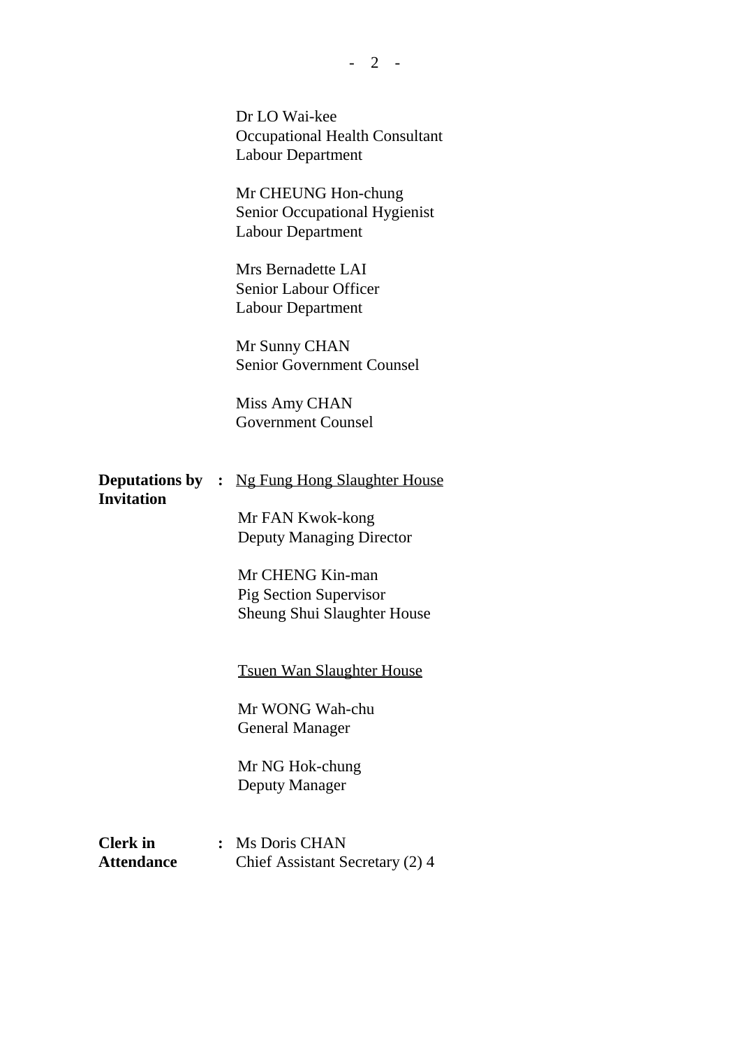Dr LO Wai-kee
Occupational Health Consultant
Labour Department

Mr CHEUNG Hon-chung
Senior Occupational Hygienist
Labour Department

Mrs Bernadette LAI
Senior Labour Officer
Labour Department

Mr Sunny CHAN
Senior Government Counsel

Miss Amy CHAN
Government Counsel

**Deputations by Invitation** : Ng Fung Hong Slaughter House

Mr FAN Kwok-kong
Deputy Managing Director

Mr CHENG Kin-man
Pig Section Supervisor
Sheung Shui Slaughter House

Tsuen Wan Slaughter House

Mr WONG Wah-chu
General Manager

Mr NG Hok-chung
Deputy Manager

**Clerk in Attendance** : Ms Doris CHAN
Chief Assistant Secretary (2) 4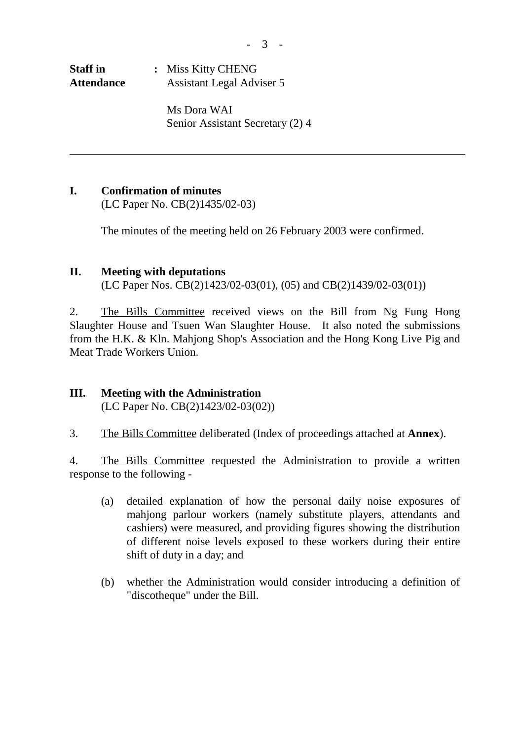**Staff in Attendance** : Miss Kitty CHENG
Assistant Legal Adviser 5

Ms Dora WAI
Senior Assistant Secretary (2) 4

---

## I. Confirmation of minutes

(LC Paper No. CB(2)1435/02-03)

The minutes of the meeting held on 26 February 2003 were confirmed.

## II. Meeting with deputations

(LC Paper Nos. CB(2)1423/02-03(01), (05) and CB(2)1439/02-03(01))

2. The Bills Committee received views on the Bill from Ng Fung Hong Slaughter House and Tsuen Wan Slaughter House. It also noted the submissions from the H.K. & Kln. Mahjong Shop's Association and the Hong Kong Live Pig and Meat Trade Workers Union.

## III. Meeting with the Administration

(LC Paper No. CB(2)1423/02-03(02))

3. The Bills Committee deliberated (Index of proceedings attached at **Annex**).

4. The Bills Committee requested the Administration to provide a written response to the following -

(a) detailed explanation of how the personal daily noise exposures of mahjong parlour workers (namely substitute players, attendants and cashiers) were measured, and providing figures showing the distribution of different noise levels exposed to these workers during their entire shift of duty in a day; and

(b) whether the Administration would consider introducing a definition of "discotheque" under the Bill.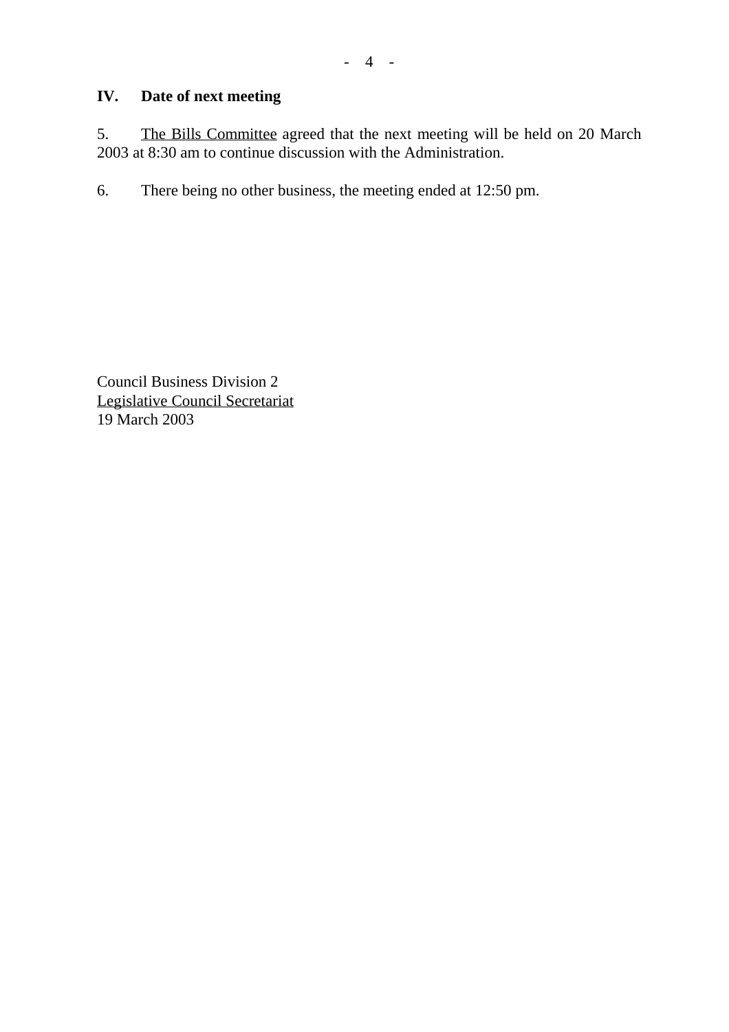## IV. Date of next meeting

5. The Bills Committee agreed that the next meeting will be held on 20 March 2003 at 8:30 am to continue discussion with the Administration.

6. There being no other business, the meeting ended at 12:50 pm.

Council Business Division 2
Legislative Council Secretariat
19 March 2003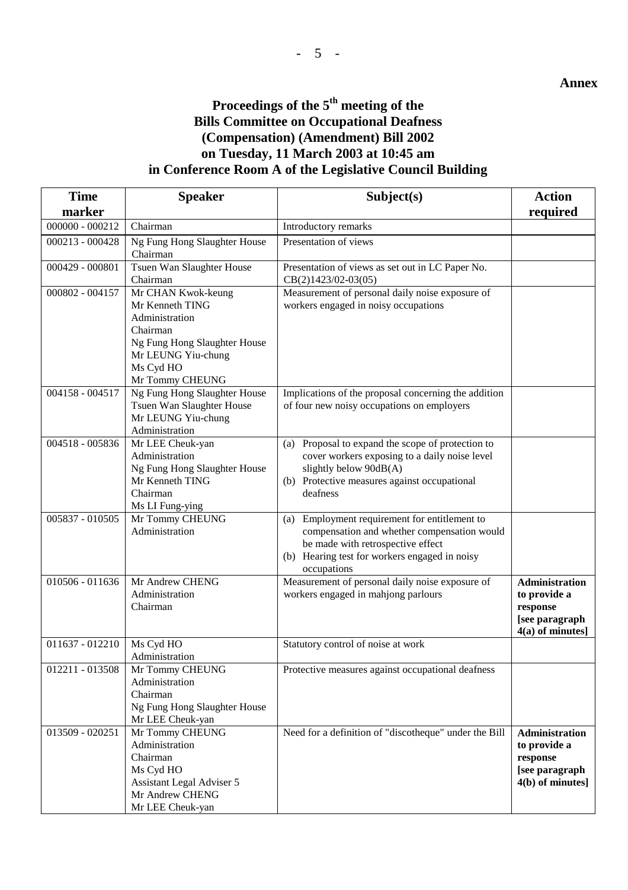**Annex**

# Proceedings of the 5th meeting of the Bills Committee on Occupational Deafness (Compensation) (Amendment) Bill 2002 on Tuesday, 11 March 2003 at 10:45 am in Conference Room A of the Legislative Council Building

| Time marker | Speaker | Subject(s) | Action required |
|---|---|---|---|
| 000000 - 000212 | Chairman | Introductory remarks | |
| 000213 - 000428 | Ng Fung Hong Slaughter House<br>Chairman | Presentation of views | |
| 000429 - 000801 | Tsuen Wan Slaughter House<br>Chairman | Presentation of views as set out in LC Paper No. CB(2)1423/02-03(05) | |
| 000802 - 004157 | Mr CHAN Kwok-keung<br>Mr Kenneth TING<br>Administration<br>Chairman<br>Ng Fung Hong Slaughter House<br>Mr LEUNG Yiu-chung<br>Ms Cyd HO<br>Mr Tommy CHEUNG | Measurement of personal daily noise exposure of workers engaged in noisy occupations | |
| 004158 - 004517 | Ng Fung Hong Slaughter House<br>Tsuen Wan Slaughter House<br>Mr LEUNG Yiu-chung<br>Administration | Implications of the proposal concerning the addition of four new noisy occupations on employers | |
| 004518 - 005836 | Mr LEE Cheuk-yan<br>Administration<br>Ng Fung Hong Slaughter House<br>Mr Kenneth TING<br>Chairman<br>Ms LI Fung-ying | (a) Proposal to expand the scope of protection to cover workers exposing to a daily noise level slightly below 90dB(A)<br>(b) Protective measures against occupational deafness | |
| 005837 - 010505 | Mr Tommy CHEUNG<br>Administration | (a) Employment requirement for entitlement to compensation and whether compensation would be made with retrospective effect<br>(b) Hearing test for workers engaged in noisy occupations | |
| 010506 - 011636 | Mr Andrew CHENG<br>Administration<br>Chairman | Measurement of personal daily noise exposure of workers engaged in mahjong parlours | **Administration to provide a response [see paragraph 4(a) of minutes]** |
| 011637 - 012210 | Ms Cyd HO<br>Administration | Statutory control of noise at work | |
| 012211 - 013508 | Mr Tommy CHEUNG<br>Administration<br>Chairman<br>Ng Fung Hong Slaughter House<br>Mr LEE Cheuk-yan | Protective measures against occupational deafness | |
| 013509 - 020251 | Mr Tommy CHEUNG<br>Administration<br>Chairman<br>Ms Cyd HO<br>Assistant Legal Adviser 5<br>Mr Andrew CHENG<br>Mr LEE Cheuk-yan | Need for a definition of "discotheque" under the Bill | **Administration to provide a response [see paragraph 4(b) of minutes]** |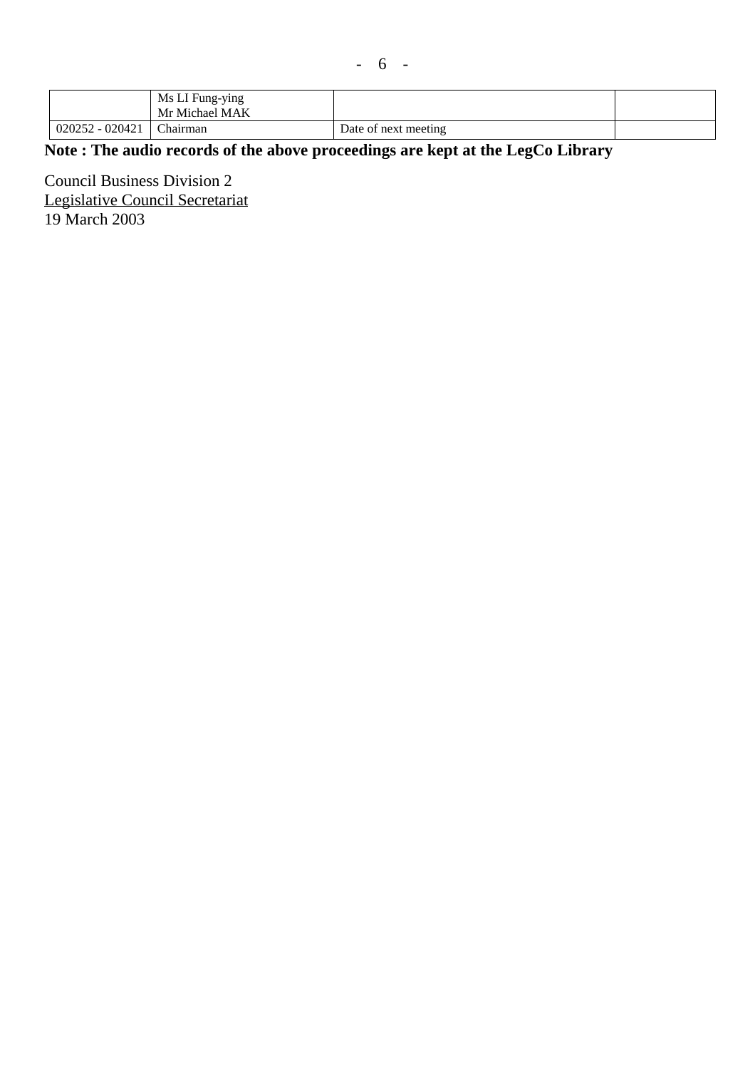| | | | |
|---|---|---|---|
| | Ms LI Fung-ying<br>Mr Michael MAK | | |
| 020252 - 020421 | Chairman | Date of next meeting | |

**Note : The audio records of the above proceedings are kept at the LegCo Library**

Council Business Division 2
Legislative Council Secretariat
19 March 2003